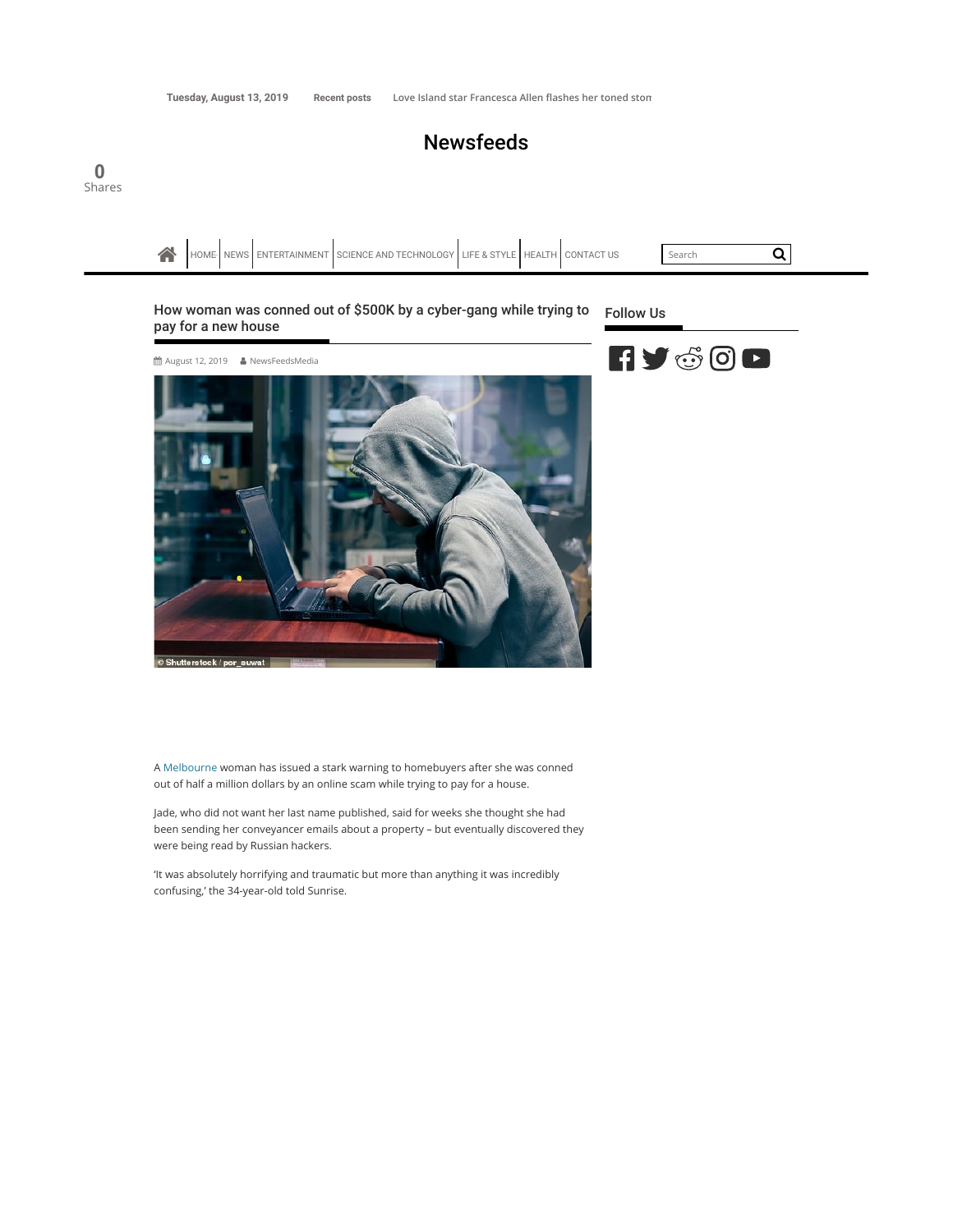Tuesday, August 13, 2019 Recent posts Love Island star Francesca Allen flashes her toned ston

# Newsfeeds

0 Shares

HOME NEWS ENTERTAINMENT SCIENCE AND TECHNOLOGY LIFE & STYLE HEALTH CONTACT US

## How woman was conned out of $500K by a cyber-gang while trying to pay for a new house

August 12, 2019 NewsFeedsMedia

© Shutterstock / por_suwat

A Melbourne woman has issued a stark warning to homebuyers after she was conned out of half a million dollars by an online scam while trying to pay for a house.

Jade, who did not want her last name published, said for weeks she thought she had been sending her conveyancer emails about a property – but eventually discovered they were being read by Russian hackers.

'It was absolutely horrifying and traumatic but more than anything it was incredibly confusing,' the 34-year-old told Sunrise.

## Follow Us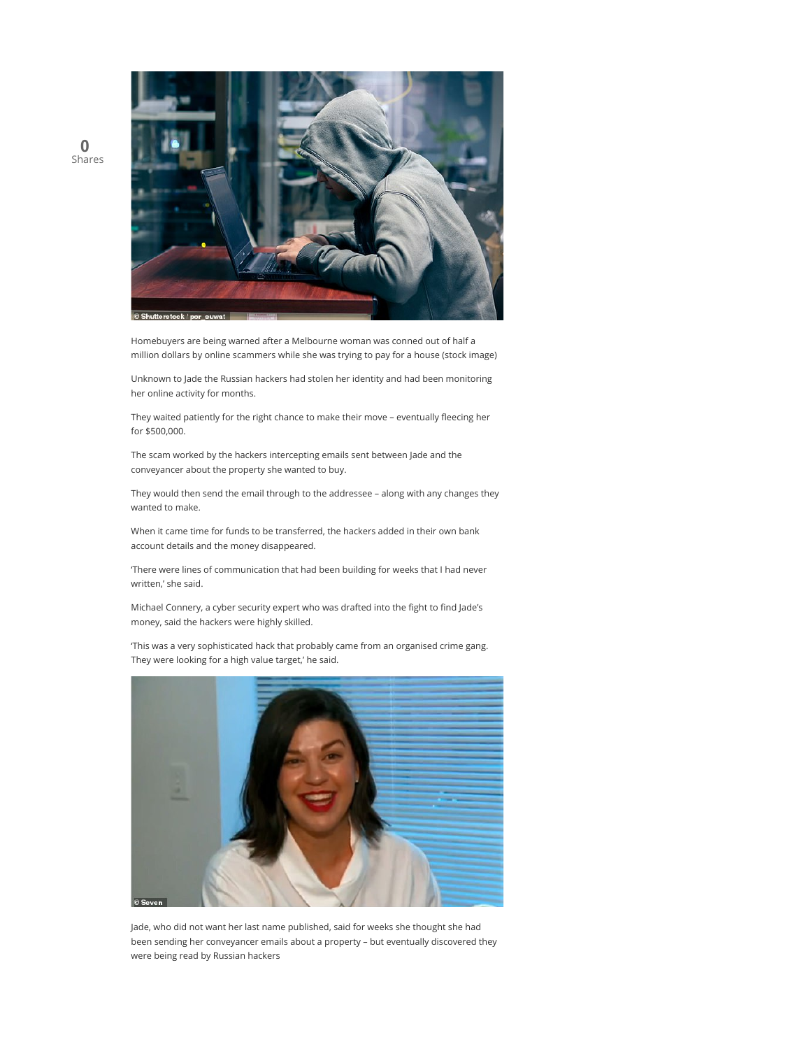Homebuyers are being warned after a Melbourne woman was conned out of half a million dollars by online scammers while she was trying to pay for a house (stock image)

Unknown to Jade the Russian hackers had stolen her identity and had been monitoring her online activity for months.

They waited patiently for the right chance to make their move – eventually fleecing her for $500,000.

The scam worked by the hackers intercepting emails sent between Jade and the conveyancer about the property she wanted to buy.

They would then send the email through to the addressee – along with any changes they wanted to make.

When it came time for funds to be transferred, the hackers added in their own bank account details and the money disappeared.

'There were lines of communication that had been building for weeks that I had never written,' she said.

Michael Connery, a cyber security expert who was drafted into the fight to find Jade's money, said the hackers were highly skilled.

'This was a very sophisticated hack that probably came from an organised crime gang. They were looking for a high value target,' he said.

Jade, who did not want her last name published, said for weeks she thought she had been sending her conveyancer emails about a property – but eventually discovered they were being read by Russian hackers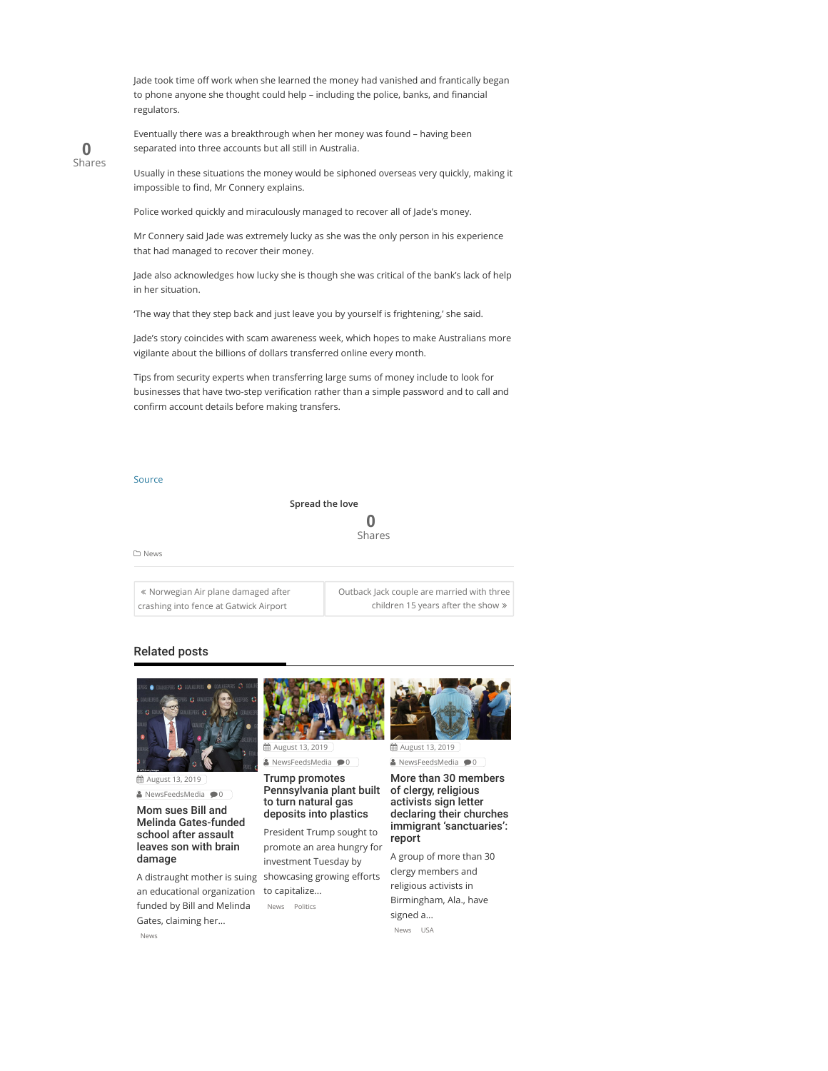Jade took time off work when she learned the money had vanished and frantically began to phone anyone she thought could help – including the police, banks, and financial regulators.

Eventually there was a breakthrough when her money was found – having been separated into three accounts but all still in Australia.

Usually in these situations the money would be siphoned overseas very quickly, making it impossible to find, Mr Connery explains.

Police worked quickly and miraculously managed to recover all of Jade's money.

Mr Connery said Jade was extremely lucky as she was the only person in his experience that had managed to recover their money.

Jade also acknowledges how lucky she is though she was critical of the bank's lack of help in her situation.

'The way that they step back and just leave you by yourself is frightening,' she said.

Jade's story coincides with scam awareness week, which hopes to make Australians more vigilante about the billions of dollars transferred online every month.

Tips from security experts when transferring large sums of money include to look for businesses that have two-step verification rather than a simple password and to call and confirm account details before making transfers.

Source

Spread the love

0
Shares

News

« Norwegian Air plane damaged after crashing into fence at Gatwick Airport

Outback Jack couple are married with three children 15 years after the show »

## Related posts

August 13, 2019
NewsFeedsMedia 0

**Mom sues Bill and Melinda Gates-funded school after assault leaves son with brain damage**

A distraught mother is suing an educational organization funded by Bill and Melinda Gates, claiming her...

News

August 13, 2019
NewsFeedsMedia 0

**Trump promotes Pennsylvania plant built to turn natural gas deposits into plastics**

President Trump sought to promote an area hungry for investment Tuesday by showcasing growing efforts to capitalize...

News Politics

August 13, 2019
NewsFeedsMedia 0

**More than 30 members of clergy, religious activists sign letter declaring their churches immigrant 'sanctuaries': report**

A group of more than 30 clergy members and religious activists in Birmingham, Ala., have signed a...

News USA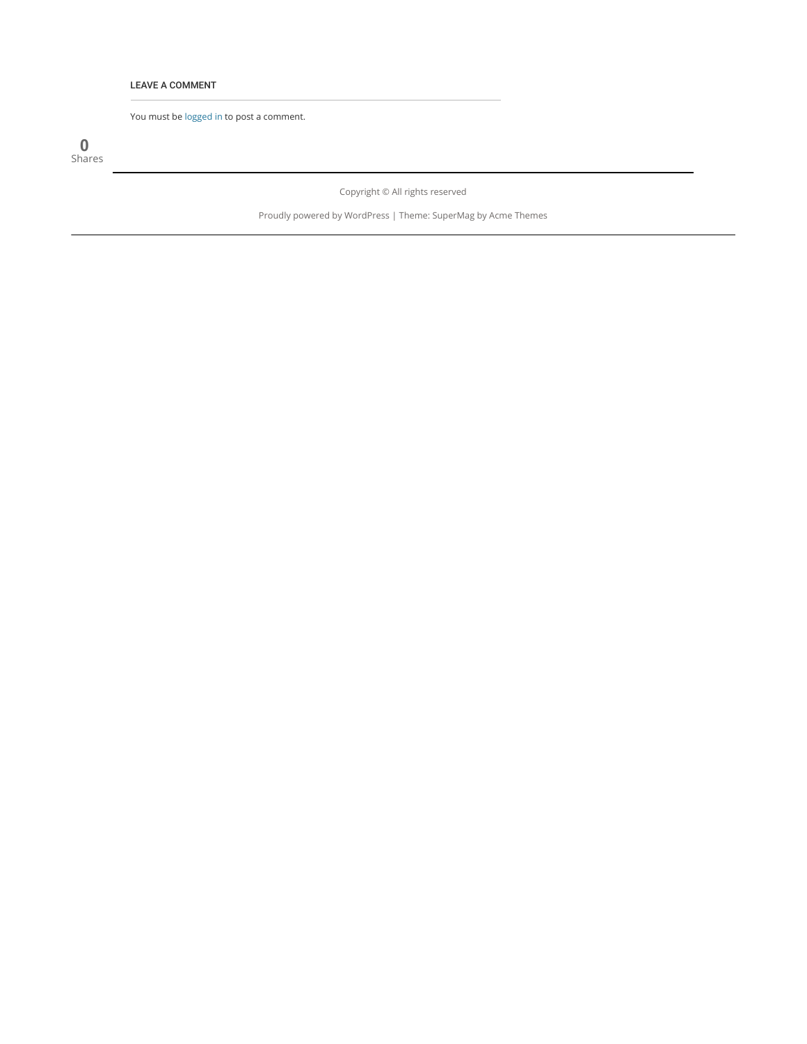### LEAVE A COMMENT

You must be logged in to post a comment.

**0**
Shares

Copyright © All rights reserved

Proudly powered by WordPress | Theme: SuperMag by Acme Themes